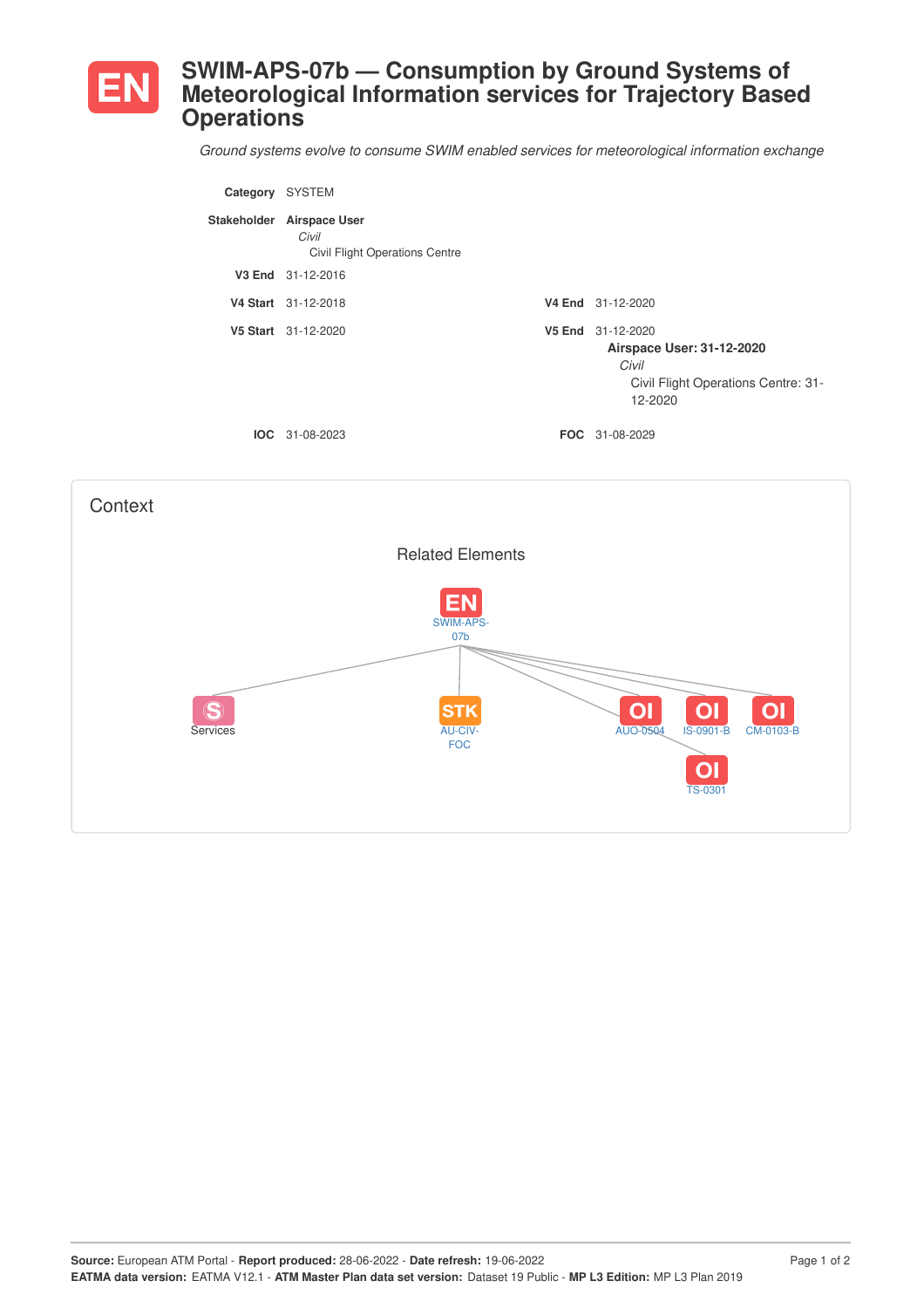# EN SWIM-APS-07b — Consumption by Ground Systems of Meteorological Information services for Trajectory Based Operations

*Ground systems evolve to consume SWIM enabled services for meteorological information exchange*

**Category** SYSTEM

**Stakeholder** **Airspace User**
*Civil*
Civil Flight Operations Centre

**V3 End** 31-12-2016

**V4 Start** 31-12-2018 **V4 End** 31-12-2020

**V5 Start** 31-12-2020 **V5 End** 31-12-2020
**Airspace User: 31-12-2020**
*Civil*
Civil Flight Operations Centre: 31-12-2020

**IOC** 31-08-2023 **FOC** 31-08-2029

## Context

### Related Elements

EN SWIM-APS-07b

- S Services
- STK AU-CIV-FOC
- OI AUO-0504
- OI IS-0901-B
- OI CM-0103-B
- OI TS-0301

**Source:** European ATM Portal - **Report produced:** 28-06-2022 - **Date refresh:** 19-06-2022
**EATMA data version:** EATMA V12.1 - **ATM Master Plan data set version:** Dataset 19 Public - **MP L3 Edition:** MP L3 Plan 2019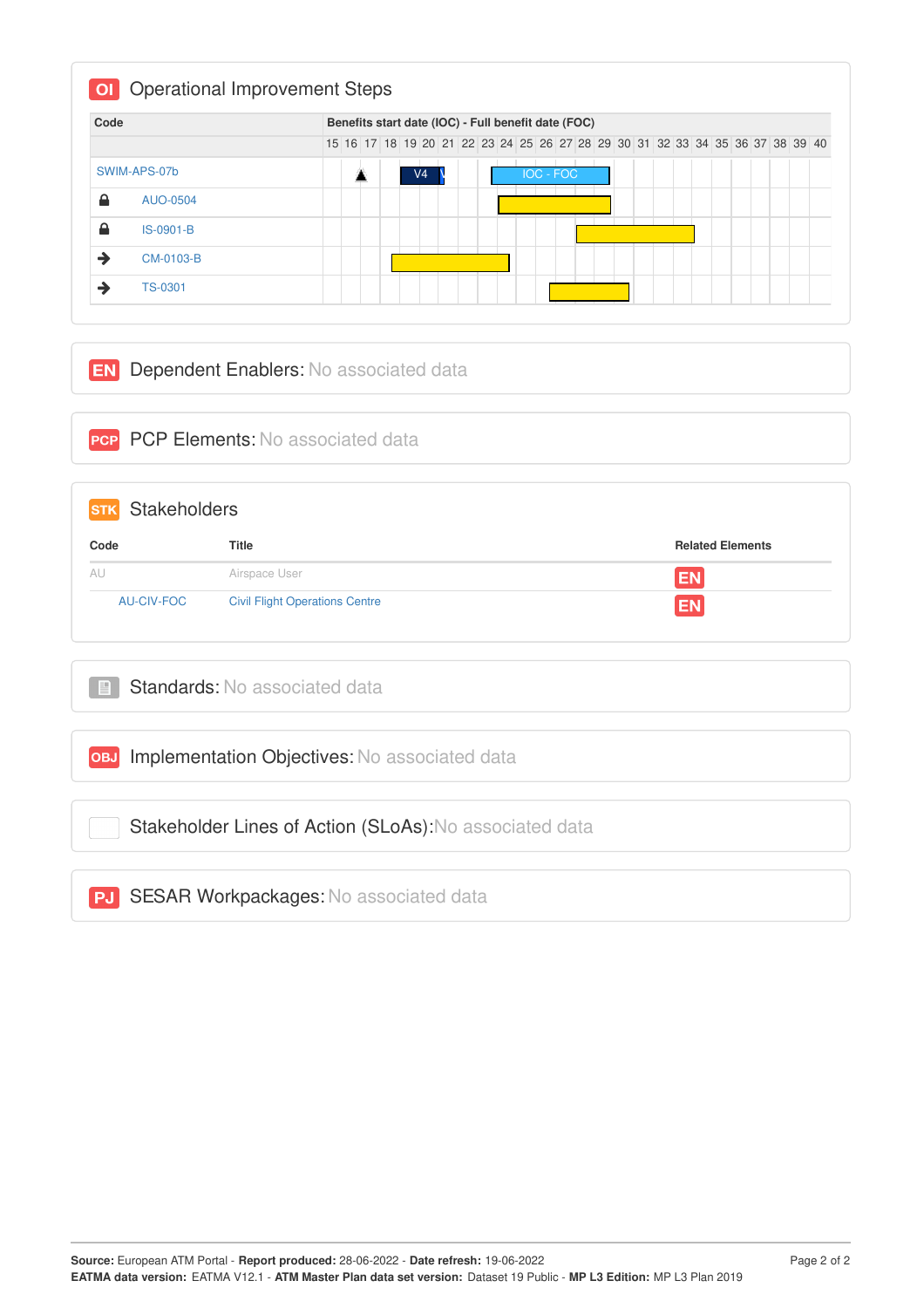## OI Operational Improvement Steps

Code

Benefits start date (IOC) - Full benefit date (FOC)

15 16 17 18 19 20 21 22 23 24 25 26 27 28 29 30 31 32 33 34 35 36 37 38 39 40

SWIM-APS-07b — V4 — IOC - FOC

AUO-0504

IS-0901-B

CM-0103-B

TS-0301

## EN Dependent Enablers: No associated data

## PCP PCP Elements: No associated data

## STK Stakeholders

| Code | Title | Related Elements |
|---|---|---|
| AU | Airspace User | EN |
| AU-CIV-FOC | Civil Flight Operations Centre | EN |

## Standards: No associated data

## OBJ Implementation Objectives: No associated data

## Stakeholder Lines of Action (SLoAs): No associated data

## PJ SESAR Workpackages: No associated data

**Source:** European ATM Portal - **Report produced:** 28-06-2022 - **Date refresh:** 19-06-2022
**EATMA data version:** EATMA V12.1 - **ATM Master Plan data set version:** Dataset 19 Public - **MP L3 Edition:** MP L3 Plan 2019